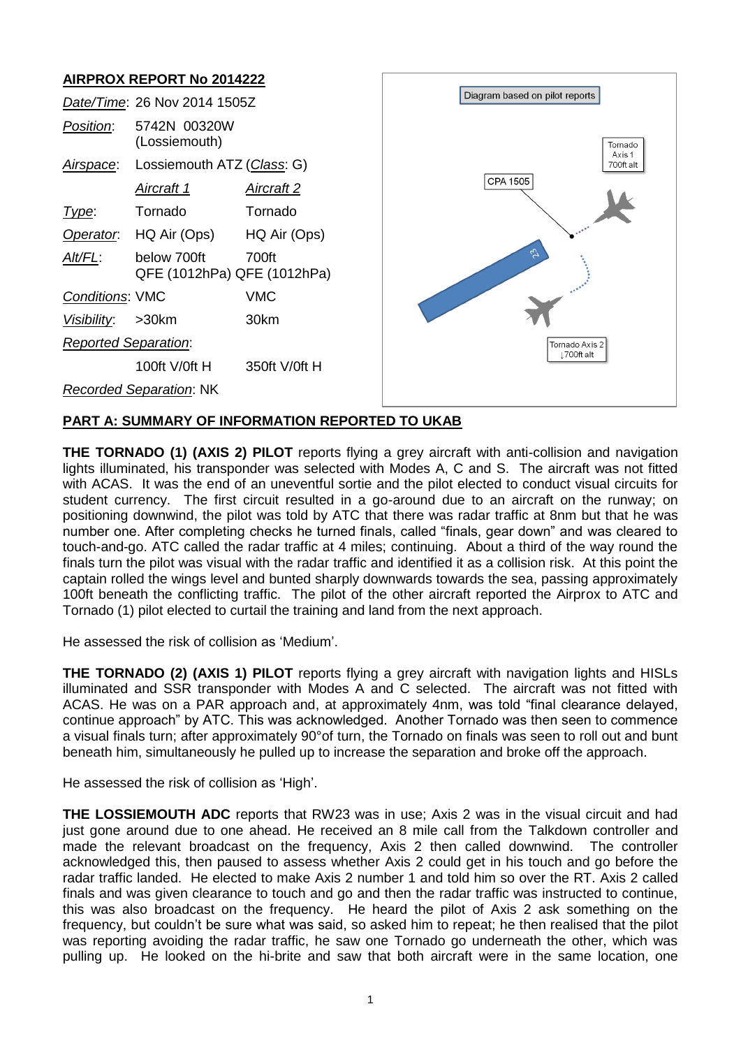# AIRPROX REPORT No 2014222

| | | |
|---|---|---|
| *Date/Time*: | 26 Nov 2014 1505Z | |
| *Position*: | 5742N 00320W (Lossiemouth) | |
| *Airspace*: | Lossiemouth ATZ (*Class*: G) | |
| | *Aircraft 1* | *Aircraft 2* |
| *Type*: | Tornado | Tornado |
| *Operator*: | HQ Air (Ops) | HQ Air (Ops) |
| *Alt/FL*: | below 700ft QFE (1012hPa) | 700ft QFE (1012hPa) |
| *Conditions*: | VMC | VMC |
| *Visibility*: | >30km | 30km |
| *Reported Separation*: | | |
| | 100ft V/0ft H | 350ft V/0ft H |
| *Recorded Separation*: | NK | |

Diagram based on pilot reports

Tornado Axis 1 700ft alt

CPA 1505

23

Tornado Axis 2 ↓700ft alt

## PART A: SUMMARY OF INFORMATION REPORTED TO UKAB

**THE TORNADO (1) (AXIS 2) PILOT** reports flying a grey aircraft with anti-collision and navigation lights illuminated, his transponder was selected with Modes A, C and S. The aircraft was not fitted with ACAS. It was the end of an uneventful sortie and the pilot elected to conduct visual circuits for student currency. The first circuit resulted in a go-around due to an aircraft on the runway; on positioning downwind, the pilot was told by ATC that there was radar traffic at 8nm but that he was number one. After completing checks he turned finals, called "finals, gear down" and was cleared to touch-and-go. ATC called the radar traffic at 4 miles; continuing. About a third of the way round the finals turn the pilot was visual with the radar traffic and identified it as a collision risk. At this point the captain rolled the wings level and bunted sharply downwards towards the sea, passing approximately 100ft beneath the conflicting traffic. The pilot of the other aircraft reported the Airprox to ATC and Tornado (1) pilot elected to curtail the training and land from the next approach.

He assessed the risk of collision as 'Medium'.

**THE TORNADO (2) (AXIS 1) PILOT** reports flying a grey aircraft with navigation lights and HISLs illuminated and SSR transponder with Modes A and C selected. The aircraft was not fitted with ACAS. He was on a PAR approach and, at approximately 4nm, was told "final clearance delayed, continue approach" by ATC. This was acknowledged. Another Tornado was then seen to commence a visual finals turn; after approximately 90°of turn, the Tornado on finals was seen to roll out and bunt beneath him, simultaneously he pulled up to increase the separation and broke off the approach.

He assessed the risk of collision as 'High'.

**THE LOSSIEMOUTH ADC** reports that RW23 was in use; Axis 2 was in the visual circuit and had just gone around due to one ahead. He received an 8 mile call from the Talkdown controller and made the relevant broadcast on the frequency, Axis 2 then called downwind. The controller acknowledged this, then paused to assess whether Axis 2 could get in his touch and go before the radar traffic landed. He elected to make Axis 2 number 1 and told him so over the RT. Axis 2 called finals and was given clearance to touch and go and then the radar traffic was instructed to continue, this was also broadcast on the frequency. He heard the pilot of Axis 2 ask something on the frequency, but couldn't be sure what was said, so asked him to repeat; he then realised that the pilot was reporting avoiding the radar traffic, he saw one Tornado go underneath the other, which was pulling up. He looked on the hi-brite and saw that both aircraft were in the same location, one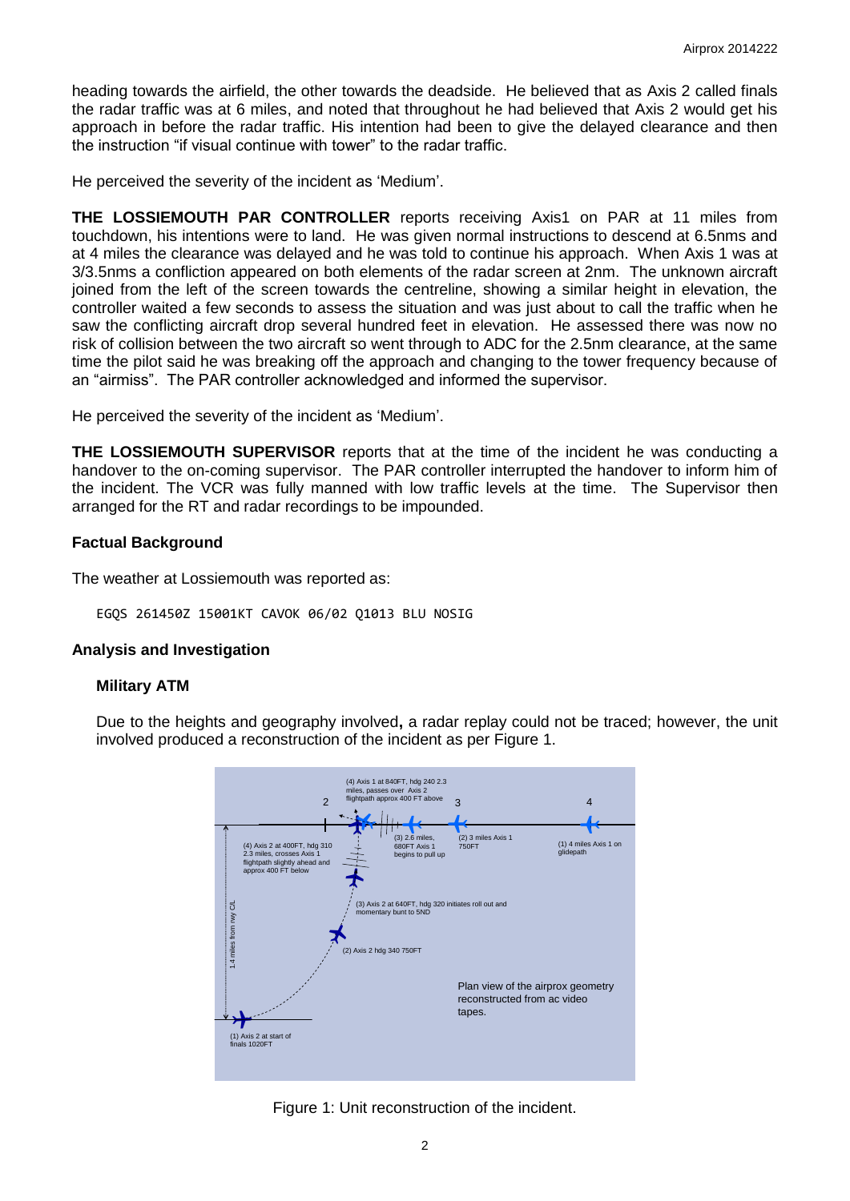heading towards the airfield, the other towards the deadside. He believed that as Axis 2 called finals the radar traffic was at 6 miles, and noted that throughout he had believed that Axis 2 would get his approach in before the radar traffic. His intention had been to give the delayed clearance and then the instruction "if visual continue with tower" to the radar traffic.

He perceived the severity of the incident as 'Medium'.

**THE LOSSIEMOUTH PAR CONTROLLER** reports receiving Axis1 on PAR at 11 miles from touchdown, his intentions were to land. He was given normal instructions to descend at 6.5nms and at 4 miles the clearance was delayed and he was told to continue his approach. When Axis 1 was at 3/3.5nms a confliction appeared on both elements of the radar screen at 2nm. The unknown aircraft joined from the left of the screen towards the centreline, showing a similar height in elevation, the controller waited a few seconds to assess the situation and was just about to call the traffic when he saw the conflicting aircraft drop several hundred feet in elevation. He assessed there was now no risk of collision between the two aircraft so went through to ADC for the 2.5nm clearance, at the same time the pilot said he was breaking off the approach and changing to the tower frequency because of an "airmiss". The PAR controller acknowledged and informed the supervisor.

He perceived the severity of the incident as 'Medium'.

**THE LOSSIEMOUTH SUPERVISOR** reports that at the time of the incident he was conducting a handover to the on-coming supervisor. The PAR controller interrupted the handover to inform him of the incident. The VCR was fully manned with low traffic levels at the time. The Supervisor then arranged for the RT and radar recordings to be impounded.

### Factual Background

The weather at Lossiemouth was reported as:

```
EGQS 261450Z 15001KT CAVOK 06/02 Q1013 BLU NOSIG
```

### Analysis and Investigation

#### Military ATM

Due to the heights and geography involved**,** a radar replay could not be traced; however, the unit involved produced a reconstruction of the incident as per Figure 1.

Figure 1: Unit reconstruction of the incident.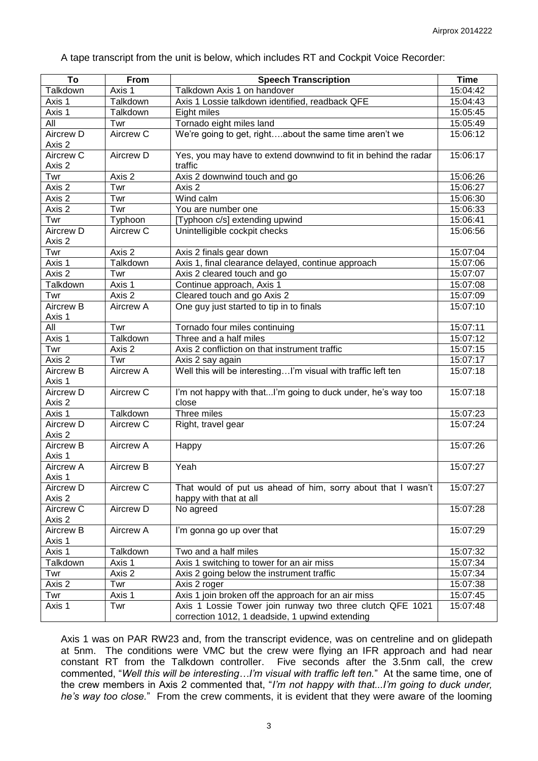A tape transcript from the unit is below, which includes RT and Cockpit Voice Recorder:

| To | From | Speech Transcription | Time |
|---|---|---|---|
| Talkdown | Axis 1 | Talkdown Axis 1 on handover | 15:04:42 |
| Axis 1 | Talkdown | Axis 1 Lossie talkdown identified, readback QFE | 15:04:43 |
| Axis 1 | Talkdown | Eight miles | 15:05:45 |
| All | Twr | Tornado eight miles land | 15:05:49 |
| Aircrew D Axis 2 | Aircrew C | We're going to get, right….about the same time aren't we | 15:06:12 |
| Aircrew C Axis 2 | Aircrew D | Yes, you may have to extend downwind to fit in behind the radar traffic | 15:06:17 |
| Twr | Axis 2 | Axis 2 downwind touch and go | 15:06:26 |
| Axis 2 | Twr | Axis 2 | 15:06:27 |
| Axis 2 | Twr | Wind calm | 15:06:30 |
| Axis 2 | Twr | You are number one | 15:06:33 |
| Twr | Typhoon | [Typhoon c/s] extending upwind | 15:06:41 |
| Aircrew D Axis 2 | Aircrew C | Unintelligible cockpit checks | 15:06:56 |
| Twr | Axis 2 | Axis 2 finals gear down | 15:07:04 |
| Axis 1 | Talkdown | Axis 1, final clearance delayed, continue approach | 15:07:06 |
| Axis 2 | Twr | Axis 2 cleared touch and go | 15:07:07 |
| Talkdown | Axis 1 | Continue approach, Axis 1 | 15:07:08 |
| Twr | Axis 2 | Cleared touch and go Axis 2 | 15:07:09 |
| Aircrew B Axis 1 | Aircrew A | One guy just started to tip in to finals | 15:07:10 |
| All | Twr | Tornado four miles continuing | 15:07:11 |
| Axis 1 | Talkdown | Three and a half miles | 15:07:12 |
| Twr | Axis 2 | Axis 2 confliction on that instrument traffic | 15:07:15 |
| Axis 2 | Twr | Axis 2 say again | 15:07:17 |
| Aircrew B Axis 1 | Aircrew A | Well this will be interesting…I'm visual with traffic left ten | 15:07:18 |
| Aircrew D Axis 2 | Aircrew C | I'm not happy with that...I'm going to duck under, he's way too close | 15:07:18 |
| Axis 1 | Talkdown | Three miles | 15:07:23 |
| Aircrew D Axis 2 | Aircrew C | Right, travel gear | 15:07:24 |
| Aircrew B Axis 1 | Aircrew A | Happy | 15:07:26 |
| Aircrew A Axis 1 | Aircrew B | Yeah | 15:07:27 |
| Aircrew D Axis 2 | Aircrew C | That would of put us ahead of him, sorry about that I wasn't happy with that at all | 15:07:27 |
| Aircrew C Axis 2 | Aircrew D | No agreed | 15:07:28 |
| Aircrew B Axis 1 | Aircrew A | I'm gonna go up over that | 15:07:29 |
| Axis 1 | Talkdown | Two and a half miles | 15:07:32 |
| Talkdown | Axis 1 | Axis 1 switching to tower for an air miss | 15:07:34 |
| Twr | Axis 2 | Axis 2 going below the instrument traffic | 15:07:34 |
| Axis 2 | Twr | Axis 2 roger | 15:07:38 |
| Twr | Axis 1 | Axis 1 join broken off the approach for an air miss | 15:07:45 |
| Axis 1 | Twr | Axis 1 Lossie Tower join runway two three clutch QFE 1021 correction 1012, 1 deadside, 1 upwind extending | 15:07:48 |

Axis 1 was on PAR RW23 and, from the transcript evidence, was on centreline and on glidepath at 5nm. The conditions were VMC but the crew were flying an IFR approach and had near constant RT from the Talkdown controller. Five seconds after the 3.5nm call, the crew commented, "*Well this will be interesting…I'm visual with traffic left ten.*" At the same time, one of the crew members in Axis 2 commented that, "*I'm not happy with that...I'm going to duck under, he's way too close.*" From the crew comments, it is evident that they were aware of the looming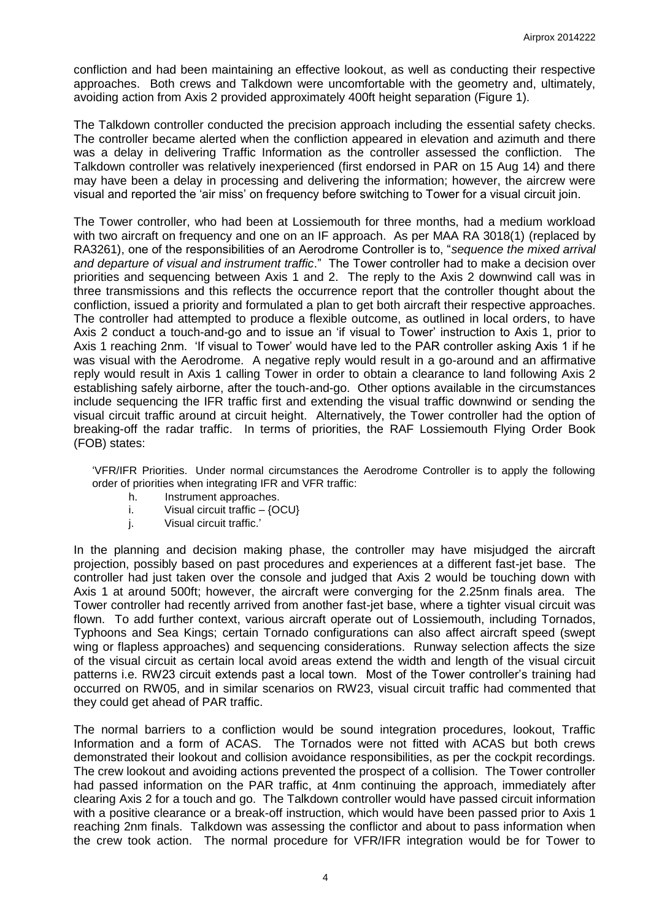confliction and had been maintaining an effective lookout, as well as conducting their respective approaches. Both crews and Talkdown were uncomfortable with the geometry and, ultimately, avoiding action from Axis 2 provided approximately 400ft height separation (Figure 1).

The Talkdown controller conducted the precision approach including the essential safety checks. The controller became alerted when the confliction appeared in elevation and azimuth and there was a delay in delivering Traffic Information as the controller assessed the confliction. The Talkdown controller was relatively inexperienced (first endorsed in PAR on 15 Aug 14) and there may have been a delay in processing and delivering the information; however, the aircrew were visual and reported the 'air miss' on frequency before switching to Tower for a visual circuit join.

The Tower controller, who had been at Lossiemouth for three months, had a medium workload with two aircraft on frequency and one on an IF approach. As per MAA RA 3018(1) (replaced by RA3261), one of the responsibilities of an Aerodrome Controller is to, "*sequence the mixed arrival and departure of visual and instrument traffic*." The Tower controller had to make a decision over priorities and sequencing between Axis 1 and 2. The reply to the Axis 2 downwind call was in three transmissions and this reflects the occurrence report that the controller thought about the confliction, issued a priority and formulated a plan to get both aircraft their respective approaches. The controller had attempted to produce a flexible outcome, as outlined in local orders, to have Axis 2 conduct a touch-and-go and to issue an 'if visual to Tower' instruction to Axis 1, prior to Axis 1 reaching 2nm. 'If visual to Tower' would have led to the PAR controller asking Axis 1 if he was visual with the Aerodrome. A negative reply would result in a go-around and an affirmative reply would result in Axis 1 calling Tower in order to obtain a clearance to land following Axis 2 establishing safely airborne, after the touch-and-go. Other options available in the circumstances include sequencing the IFR traffic first and extending the visual traffic downwind or sending the visual circuit traffic around at circuit height. Alternatively, the Tower controller had the option of breaking-off the radar traffic. In terms of priorities, the RAF Lossiemouth Flying Order Book (FOB) states:

> 'VFR/IFR Priorities. Under normal circumstances the Aerodrome Controller is to apply the following order of priorities when integrating IFR and VFR traffic:
>
> h. Instrument approaches.
>
> i. Visual circuit traffic – {OCU}
>
> j. Visual circuit traffic.'

In the planning and decision making phase, the controller may have misjudged the aircraft projection, possibly based on past procedures and experiences at a different fast-jet base. The controller had just taken over the console and judged that Axis 2 would be touching down with Axis 1 at around 500ft; however, the aircraft were converging for the 2.25nm finals area. The Tower controller had recently arrived from another fast-jet base, where a tighter visual circuit was flown. To add further context, various aircraft operate out of Lossiemouth, including Tornados, Typhoons and Sea Kings; certain Tornado configurations can also affect aircraft speed (swept wing or flapless approaches) and sequencing considerations. Runway selection affects the size of the visual circuit as certain local avoid areas extend the width and length of the visual circuit patterns i.e. RW23 circuit extends past a local town. Most of the Tower controller's training had occurred on RW05, and in similar scenarios on RW23, visual circuit traffic had commented that they could get ahead of PAR traffic.

The normal barriers to a confliction would be sound integration procedures, lookout, Traffic Information and a form of ACAS. The Tornados were not fitted with ACAS but both crews demonstrated their lookout and collision avoidance responsibilities, as per the cockpit recordings. The crew lookout and avoiding actions prevented the prospect of a collision. The Tower controller had passed information on the PAR traffic, at 4nm continuing the approach, immediately after clearing Axis 2 for a touch and go. The Talkdown controller would have passed circuit information with a positive clearance or a break-off instruction, which would have been passed prior to Axis 1 reaching 2nm finals. Talkdown was assessing the conflictor and about to pass information when the crew took action. The normal procedure for VFR/IFR integration would be for Tower to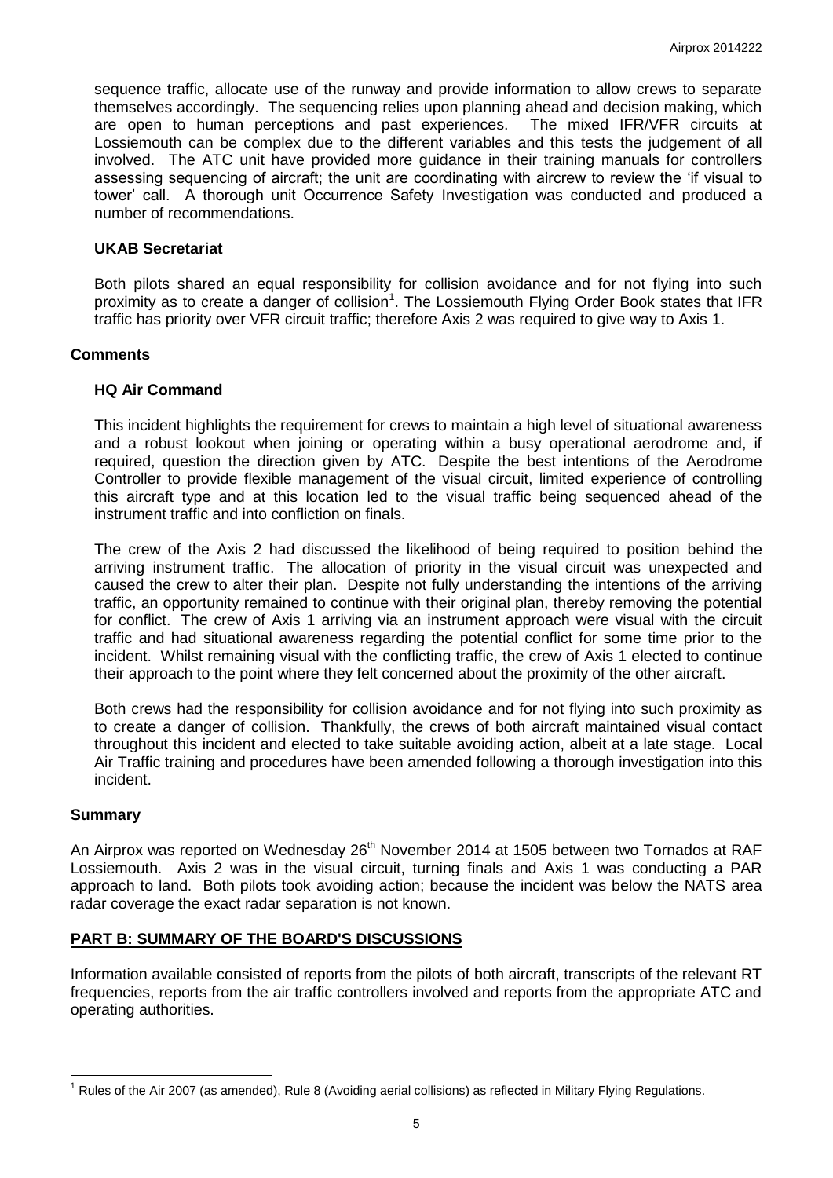sequence traffic, allocate use of the runway and provide information to allow crews to separate themselves accordingly. The sequencing relies upon planning ahead and decision making, which are open to human perceptions and past experiences. The mixed IFR/VFR circuits at Lossiemouth can be complex due to the different variables and this tests the judgement of all involved. The ATC unit have provided more guidance in their training manuals for controllers assessing sequencing of aircraft; the unit are coordinating with aircrew to review the 'if visual to tower' call. A thorough unit Occurrence Safety Investigation was conducted and produced a number of recommendations.

### UKAB Secretariat

Both pilots shared an equal responsibility for collision avoidance and for not flying into such proximity as to create a danger of collision[1]. The Lossiemouth Flying Order Book states that IFR traffic has priority over VFR circuit traffic; therefore Axis 2 was required to give way to Axis 1.

## Comments

### HQ Air Command

This incident highlights the requirement for crews to maintain a high level of situational awareness and a robust lookout when joining or operating within a busy operational aerodrome and, if required, question the direction given by ATC. Despite the best intentions of the Aerodrome Controller to provide flexible management of the visual circuit, limited experience of controlling this aircraft type and at this location led to the visual traffic being sequenced ahead of the instrument traffic and into confliction on finals.

The crew of the Axis 2 had discussed the likelihood of being required to position behind the arriving instrument traffic. The allocation of priority in the visual circuit was unexpected and caused the crew to alter their plan. Despite not fully understanding the intentions of the arriving traffic, an opportunity remained to continue with their original plan, thereby removing the potential for conflict. The crew of Axis 1 arriving via an instrument approach were visual with the circuit traffic and had situational awareness regarding the potential conflict for some time prior to the incident. Whilst remaining visual with the conflicting traffic, the crew of Axis 1 elected to continue their approach to the point where they felt concerned about the proximity of the other aircraft.

Both crews had the responsibility for collision avoidance and for not flying into such proximity as to create a danger of collision. Thankfully, the crews of both aircraft maintained visual contact throughout this incident and elected to take suitable avoiding action, albeit at a late stage. Local Air Traffic training and procedures have been amended following a thorough investigation into this incident.

## Summary

An Airprox was reported on Wednesday 26th November 2014 at 1505 between two Tornados at RAF Lossiemouth. Axis 2 was in the visual circuit, turning finals and Axis 1 was conducting a PAR approach to land. Both pilots took avoiding action; because the incident was below the NATS area radar coverage the exact radar separation is not known.

## PART B: SUMMARY OF THE BOARD'S DISCUSSIONS

Information available consisted of reports from the pilots of both aircraft, transcripts of the relevant RT frequencies, reports from the air traffic controllers involved and reports from the appropriate ATC and operating authorities.

---

[1] Rules of the Air 2007 (as amended), Rule 8 (Avoiding aerial collisions) as reflected in Military Flying Regulations.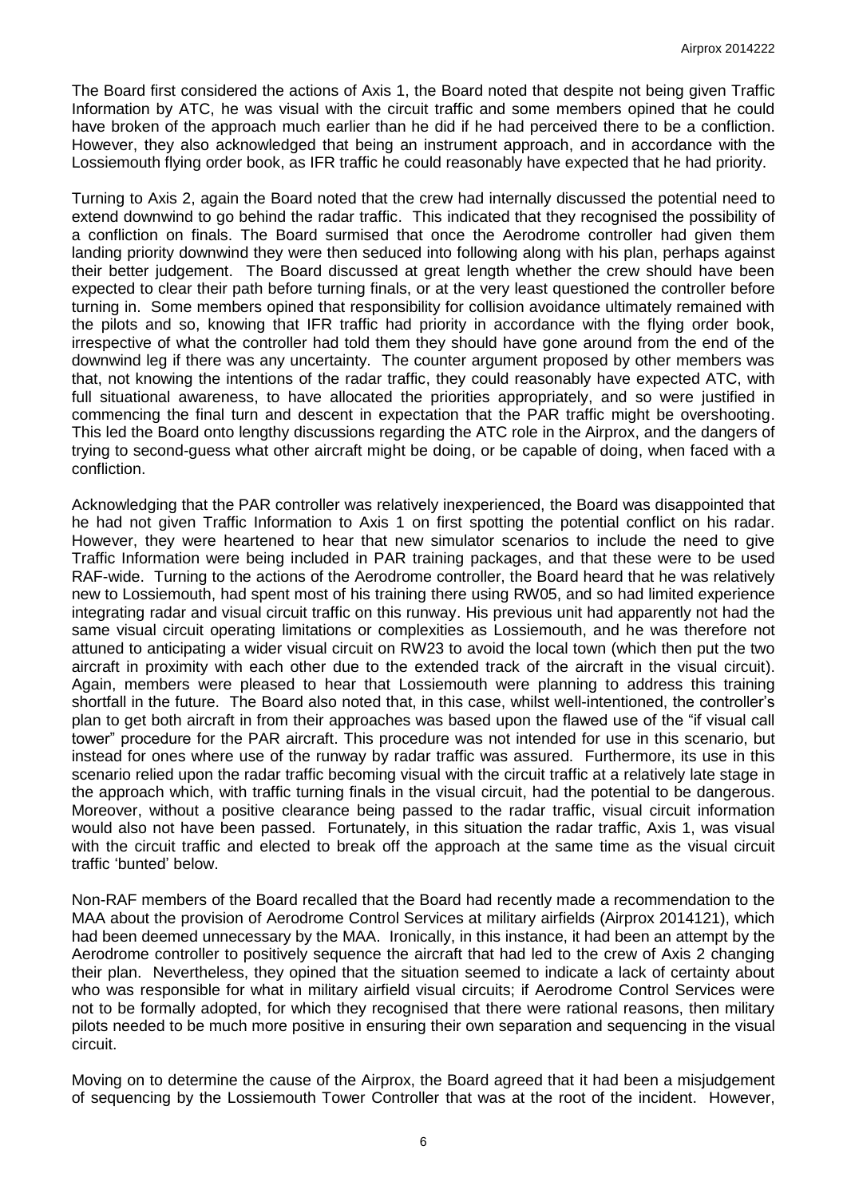The Board first considered the actions of Axis 1, the Board noted that despite not being given Traffic Information by ATC, he was visual with the circuit traffic and some members opined that he could have broken of the approach much earlier than he did if he had perceived there to be a confliction. However, they also acknowledged that being an instrument approach, and in accordance with the Lossiemouth flying order book, as IFR traffic he could reasonably have expected that he had priority.

Turning to Axis 2, again the Board noted that the crew had internally discussed the potential need to extend downwind to go behind the radar traffic. This indicated that they recognised the possibility of a confliction on finals. The Board surmised that once the Aerodrome controller had given them landing priority downwind they were then seduced into following along with his plan, perhaps against their better judgement. The Board discussed at great length whether the crew should have been expected to clear their path before turning finals, or at the very least questioned the controller before turning in. Some members opined that responsibility for collision avoidance ultimately remained with the pilots and so, knowing that IFR traffic had priority in accordance with the flying order book, irrespective of what the controller had told them they should have gone around from the end of the downwind leg if there was any uncertainty. The counter argument proposed by other members was that, not knowing the intentions of the radar traffic, they could reasonably have expected ATC, with full situational awareness, to have allocated the priorities appropriately, and so were justified in commencing the final turn and descent in expectation that the PAR traffic might be overshooting. This led the Board onto lengthy discussions regarding the ATC role in the Airprox, and the dangers of trying to second-guess what other aircraft might be doing, or be capable of doing, when faced with a confliction.

Acknowledging that the PAR controller was relatively inexperienced, the Board was disappointed that he had not given Traffic Information to Axis 1 on first spotting the potential conflict on his radar. However, they were heartened to hear that new simulator scenarios to include the need to give Traffic Information were being included in PAR training packages, and that these were to be used RAF-wide. Turning to the actions of the Aerodrome controller, the Board heard that he was relatively new to Lossiemouth, had spent most of his training there using RW05, and so had limited experience integrating radar and visual circuit traffic on this runway. His previous unit had apparently not had the same visual circuit operating limitations or complexities as Lossiemouth, and he was therefore not attuned to anticipating a wider visual circuit on RW23 to avoid the local town (which then put the two aircraft in proximity with each other due to the extended track of the aircraft in the visual circuit). Again, members were pleased to hear that Lossiemouth were planning to address this training shortfall in the future. The Board also noted that, in this case, whilst well-intentioned, the controller's plan to get both aircraft in from their approaches was based upon the flawed use of the "if visual call tower" procedure for the PAR aircraft. This procedure was not intended for use in this scenario, but instead for ones where use of the runway by radar traffic was assured. Furthermore, its use in this scenario relied upon the radar traffic becoming visual with the circuit traffic at a relatively late stage in the approach which, with traffic turning finals in the visual circuit, had the potential to be dangerous. Moreover, without a positive clearance being passed to the radar traffic, visual circuit information would also not have been passed. Fortunately, in this situation the radar traffic, Axis 1, was visual with the circuit traffic and elected to break off the approach at the same time as the visual circuit traffic 'bunted' below.

Non-RAF members of the Board recalled that the Board had recently made a recommendation to the MAA about the provision of Aerodrome Control Services at military airfields (Airprox 2014121), which had been deemed unnecessary by the MAA. Ironically, in this instance, it had been an attempt by the Aerodrome controller to positively sequence the aircraft that had led to the crew of Axis 2 changing their plan. Nevertheless, they opined that the situation seemed to indicate a lack of certainty about who was responsible for what in military airfield visual circuits; if Aerodrome Control Services were not to be formally adopted, for which they recognised that there were rational reasons, then military pilots needed to be much more positive in ensuring their own separation and sequencing in the visual circuit.

Moving on to determine the cause of the Airprox, the Board agreed that it had been a misjudgement of sequencing by the Lossiemouth Tower Controller that was at the root of the incident. However,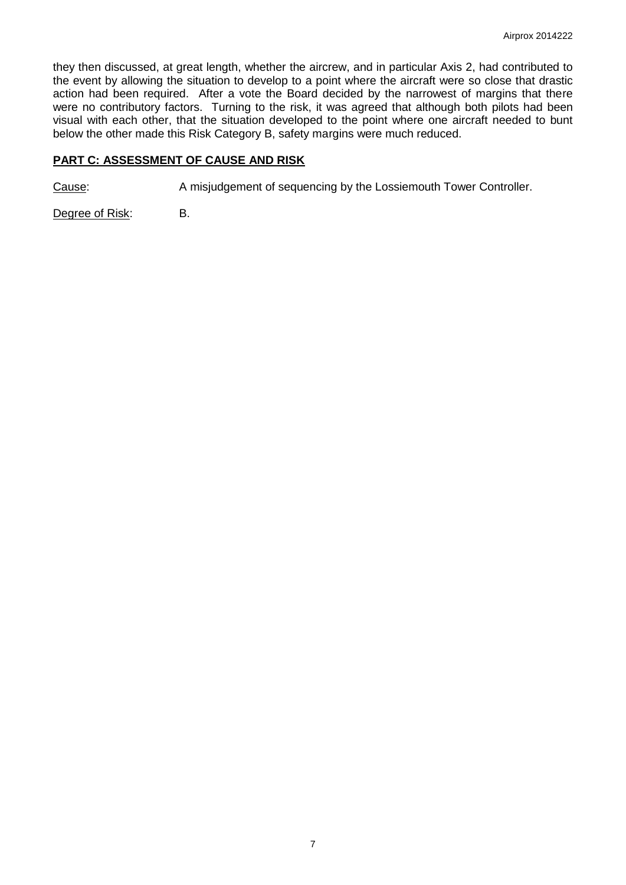they then discussed, at great length, whether the aircrew, and in particular Axis 2, had contributed to the event by allowing the situation to develop to a point where the aircraft were so close that drastic action had been required. After a vote the Board decided by the narrowest of margins that there were no contributory factors. Turning to the risk, it was agreed that although both pilots had been visual with each other, that the situation developed to the point where one aircraft needed to bunt below the other made this Risk Category B, safety margins were much reduced.

## PART C: ASSESSMENT OF CAUSE AND RISK

Cause: A misjudgement of sequencing by the Lossiemouth Tower Controller.

Degree of Risk: B.